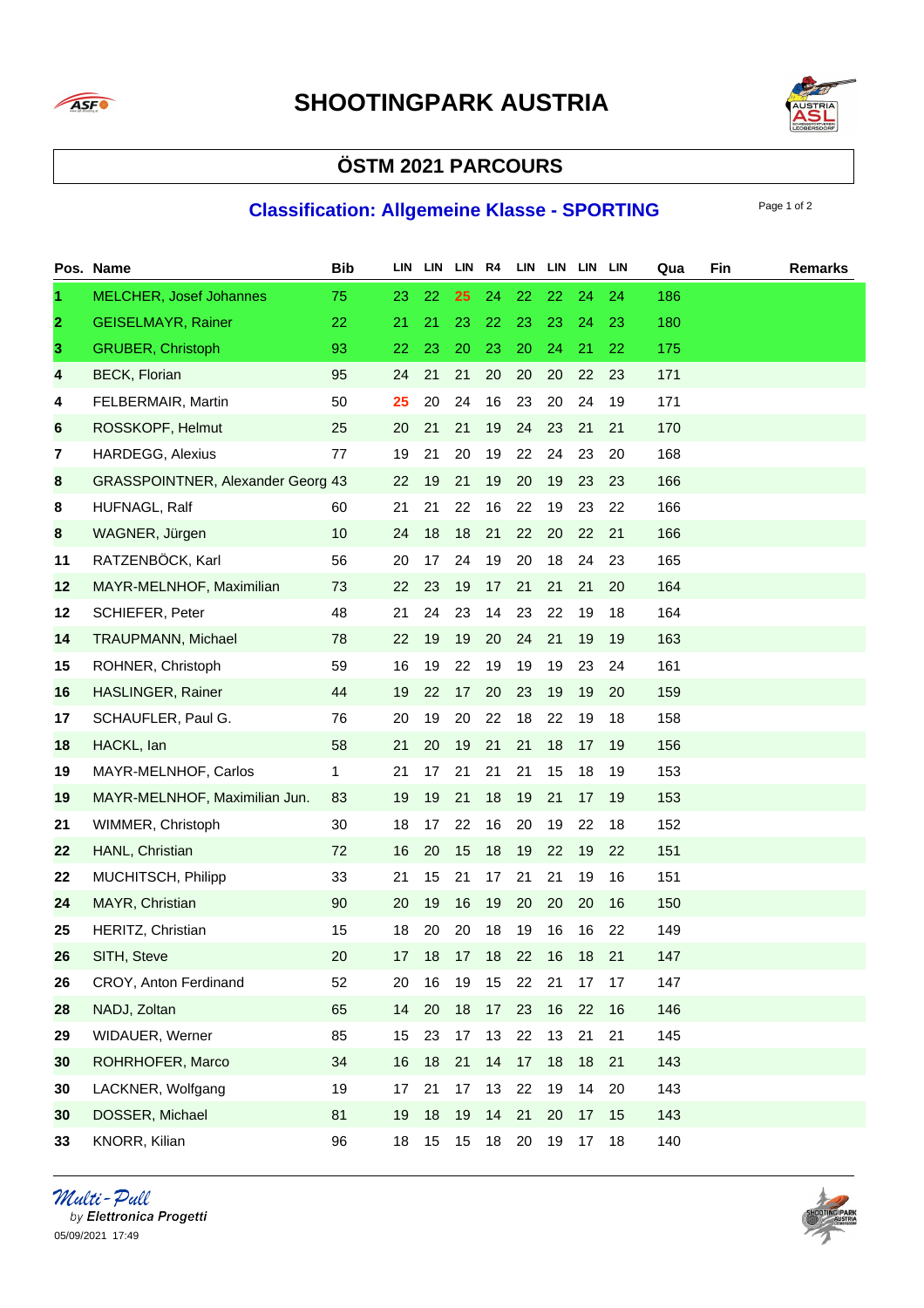# SHOOTINGPARK AUSTRIA

## ÖSTM 2021 PARCOURS

### Classification: Allgemeine Klasse - SPORTING

| Pos. | Name | Bib | LIN | LIN | LIN | R4 | LIN | LIN | LIN | LIN | Qua | Fin | Remarks |
|---|---|---|---|---|---|---|---|---|---|---|---|---|---|
| 1 | MELCHER, Josef Johannes | 75 | 23 | 22 | 25 | 24 | 22 | 22 | 24 | 24 | 186 | | |
| 2 | GEISELMAYR, Rainer | 22 | 21 | 21 | 23 | 22 | 23 | 23 | 24 | 23 | 180 | | |
| 3 | GRUBER, Christoph | 93 | 22 | 23 | 20 | 23 | 20 | 24 | 21 | 22 | 175 | | |
| 4 | BECK, Florian | 95 | 24 | 21 | 21 | 20 | 20 | 20 | 22 | 23 | 171 | | |
| 4 | FELBERMAIR, Martin | 50 | 25 | 20 | 24 | 16 | 23 | 20 | 24 | 19 | 171 | | |
| 6 | ROSSKOPF, Helmut | 25 | 20 | 21 | 21 | 19 | 24 | 23 | 21 | 21 | 170 | | |
| 7 | HARDEGG, Alexius | 77 | 19 | 21 | 20 | 19 | 22 | 24 | 23 | 20 | 168 | | |
| 8 | GRASSPOINTNER, Alexander Georg | 43 | 22 | 19 | 21 | 19 | 20 | 19 | 23 | 23 | 166 | | |
| 8 | HUFNAGL, Ralf | 60 | 21 | 21 | 22 | 16 | 22 | 19 | 23 | 22 | 166 | | |
| 8 | WAGNER, Jürgen | 10 | 24 | 18 | 18 | 21 | 22 | 20 | 22 | 21 | 166 | | |
| 11 | RATZENBÖCK, Karl | 56 | 20 | 17 | 24 | 19 | 20 | 18 | 24 | 23 | 165 | | |
| 12 | MAYR-MELNHOF, Maximilian | 73 | 22 | 23 | 19 | 17 | 21 | 21 | 21 | 20 | 164 | | |
| 12 | SCHIEFER, Peter | 48 | 21 | 24 | 23 | 14 | 23 | 22 | 19 | 18 | 164 | | |
| 14 | TRAUPMANN, Michael | 78 | 22 | 19 | 19 | 20 | 24 | 21 | 19 | 19 | 163 | | |
| 15 | ROHNER, Christoph | 59 | 16 | 19 | 22 | 19 | 19 | 19 | 23 | 24 | 161 | | |
| 16 | HASLINGER, Rainer | 44 | 19 | 22 | 17 | 20 | 23 | 19 | 19 | 20 | 159 | | |
| 17 | SCHAUFLER, Paul G. | 76 | 20 | 19 | 20 | 22 | 18 | 22 | 19 | 18 | 158 | | |
| 18 | HACKL, Ian | 58 | 21 | 20 | 19 | 21 | 21 | 18 | 17 | 19 | 156 | | |
| 19 | MAYR-MELNHOF, Carlos | 1 | 21 | 17 | 21 | 21 | 21 | 15 | 18 | 19 | 153 | | |
| 19 | MAYR-MELNHOF, Maximilian Jun. | 83 | 19 | 19 | 21 | 18 | 19 | 21 | 17 | 19 | 153 | | |
| 21 | WIMMER, Christoph | 30 | 18 | 17 | 22 | 16 | 20 | 19 | 22 | 18 | 152 | | |
| 22 | HANL, Christian | 72 | 16 | 20 | 15 | 18 | 19 | 22 | 19 | 22 | 151 | | |
| 22 | MUCHITSCH, Philipp | 33 | 21 | 15 | 21 | 17 | 21 | 21 | 19 | 16 | 151 | | |
| 24 | MAYR, Christian | 90 | 20 | 19 | 16 | 19 | 20 | 20 | 20 | 16 | 150 | | |
| 25 | HERITZ, Christian | 15 | 18 | 20 | 20 | 18 | 19 | 16 | 16 | 22 | 149 | | |
| 26 | SITH, Steve | 20 | 17 | 18 | 17 | 18 | 22 | 16 | 18 | 21 | 147 | | |
| 26 | CROY, Anton Ferdinand | 52 | 20 | 16 | 19 | 15 | 22 | 21 | 17 | 17 | 147 | | |
| 28 | NADJ, Zoltan | 65 | 14 | 20 | 18 | 17 | 23 | 16 | 22 | 16 | 146 | | |
| 29 | WIDAUER, Werner | 85 | 15 | 23 | 17 | 13 | 22 | 13 | 21 | 21 | 145 | | |
| 30 | ROHRHOFER, Marco | 34 | 16 | 18 | 21 | 14 | 17 | 18 | 18 | 21 | 143 | | |
| 30 | LACKNER, Wolfgang | 19 | 17 | 21 | 17 | 13 | 22 | 19 | 14 | 20 | 143 | | |
| 30 | DOSSER, Michael | 81 | 19 | 18 | 19 | 14 | 21 | 20 | 17 | 15 | 143 | | |
| 33 | KNORR, Kilian | 96 | 18 | 15 | 15 | 18 | 20 | 19 | 17 | 18 | 140 | | |

*Multi-Pull*
by **Elettronica Progetti**
05/09/2021 17:49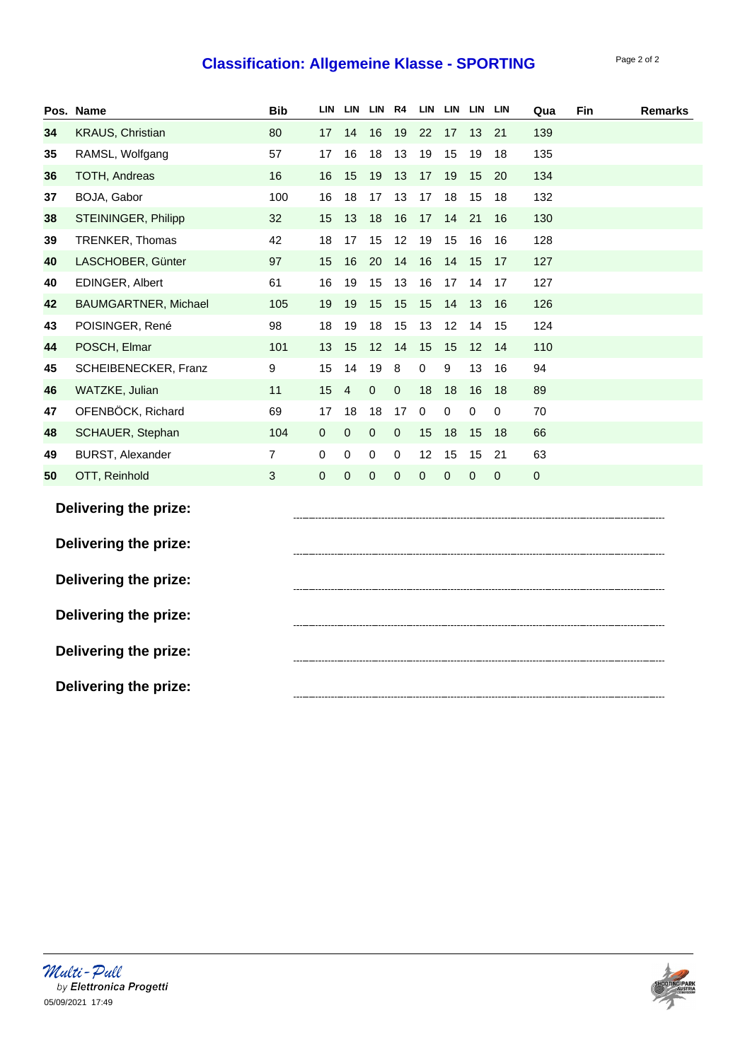# Classification: Allgemeine Klasse - SPORTING

| Pos. | Name | Bib | LIN | LIN | LIN | R4 | LIN | LIN | LIN | LIN | Qua | Fin | Remarks |
|---|---|---|---|---|---|---|---|---|---|---|---|---|---|
| 34 | KRAUS, Christian | 80 | 17 | 14 | 16 | 19 | 22 | 17 | 13 | 21 | 139 | | |
| 35 | RAMSL, Wolfgang | 57 | 17 | 16 | 18 | 13 | 19 | 15 | 19 | 18 | 135 | | |
| 36 | TOTH, Andreas | 16 | 16 | 15 | 19 | 13 | 17 | 19 | 15 | 20 | 134 | | |
| 37 | BOJA, Gabor | 100 | 16 | 18 | 17 | 13 | 17 | 18 | 15 | 18 | 132 | | |
| 38 | STEININGER, Philipp | 32 | 15 | 13 | 18 | 16 | 17 | 14 | 21 | 16 | 130 | | |
| 39 | TRENKER, Thomas | 42 | 18 | 17 | 15 | 12 | 19 | 15 | 16 | 16 | 128 | | |
| 40 | LASCHOBER, Günter | 97 | 15 | 16 | 20 | 14 | 16 | 14 | 15 | 17 | 127 | | |
| 40 | EDINGER, Albert | 61 | 16 | 19 | 15 | 13 | 16 | 17 | 14 | 17 | 127 | | |
| 42 | BAUMGARTNER, Michael | 105 | 19 | 19 | 15 | 15 | 15 | 14 | 13 | 16 | 126 | | |
| 43 | POISINGER, René | 98 | 18 | 19 | 18 | 15 | 13 | 12 | 14 | 15 | 124 | | |
| 44 | POSCH, Elmar | 101 | 13 | 15 | 12 | 14 | 15 | 15 | 12 | 14 | 110 | | |
| 45 | SCHEIBENECKER, Franz | 9 | 15 | 14 | 19 | 8 | 0 | 9 | 13 | 16 | 94 | | |
| 46 | WATZKE, Julian | 11 | 15 | 4 | 0 | 0 | 18 | 18 | 16 | 18 | 89 | | |
| 47 | OFENBÖCK, Richard | 69 | 17 | 18 | 18 | 17 | 0 | 0 | 0 | 0 | 70 | | |
| 48 | SCHAUER, Stephan | 104 | 0 | 0 | 0 | 0 | 15 | 18 | 15 | 18 | 66 | | |
| 49 | BURST, Alexander | 7 | 0 | 0 | 0 | 0 | 12 | 15 | 15 | 21 | 63 | | |
| 50 | OTT, Reinhold | 3 | 0 | 0 | 0 | 0 | 0 | 0 | 0 | 0 | 0 | | |

**Delivering the prize:** ..............................

**Delivering the prize:** ..............................

**Delivering the prize:** ..............................

**Delivering the prize:** ..............................

**Delivering the prize:** ..............................

**Delivering the prize:** ..............................

Multi-Pull by *Elettronica Progetti*

05/09/2021 17:49